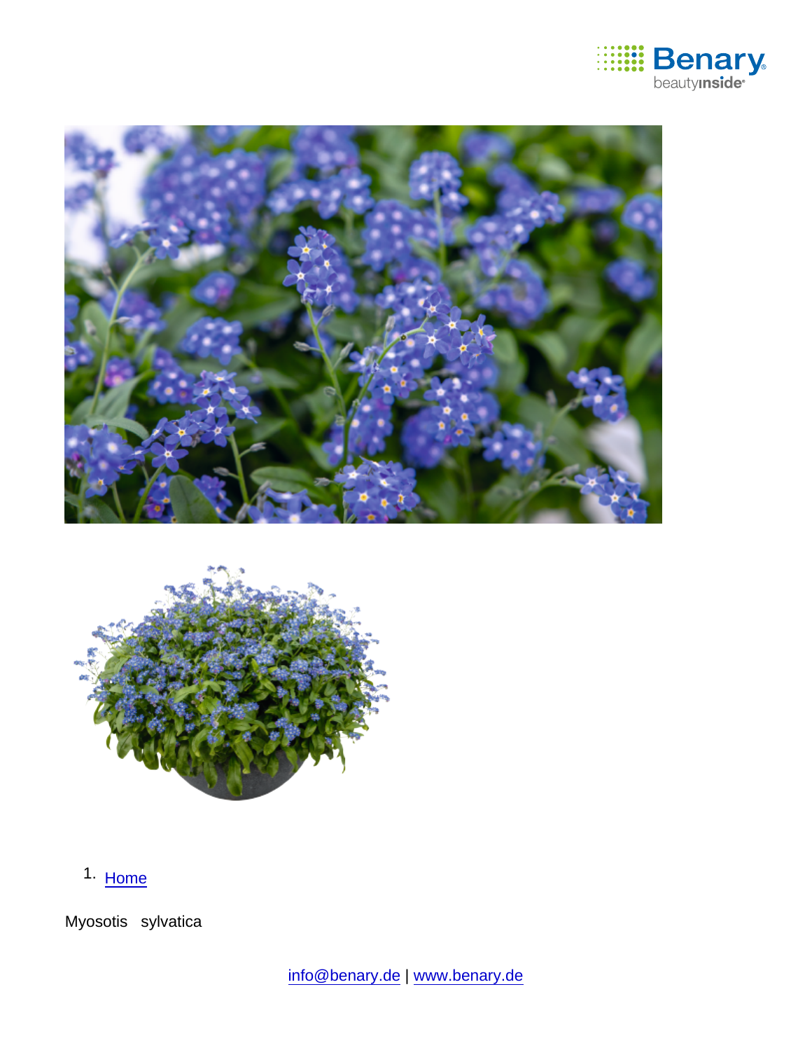1. Home

Myosotis sylvatica

info@benary.de | www.benary.de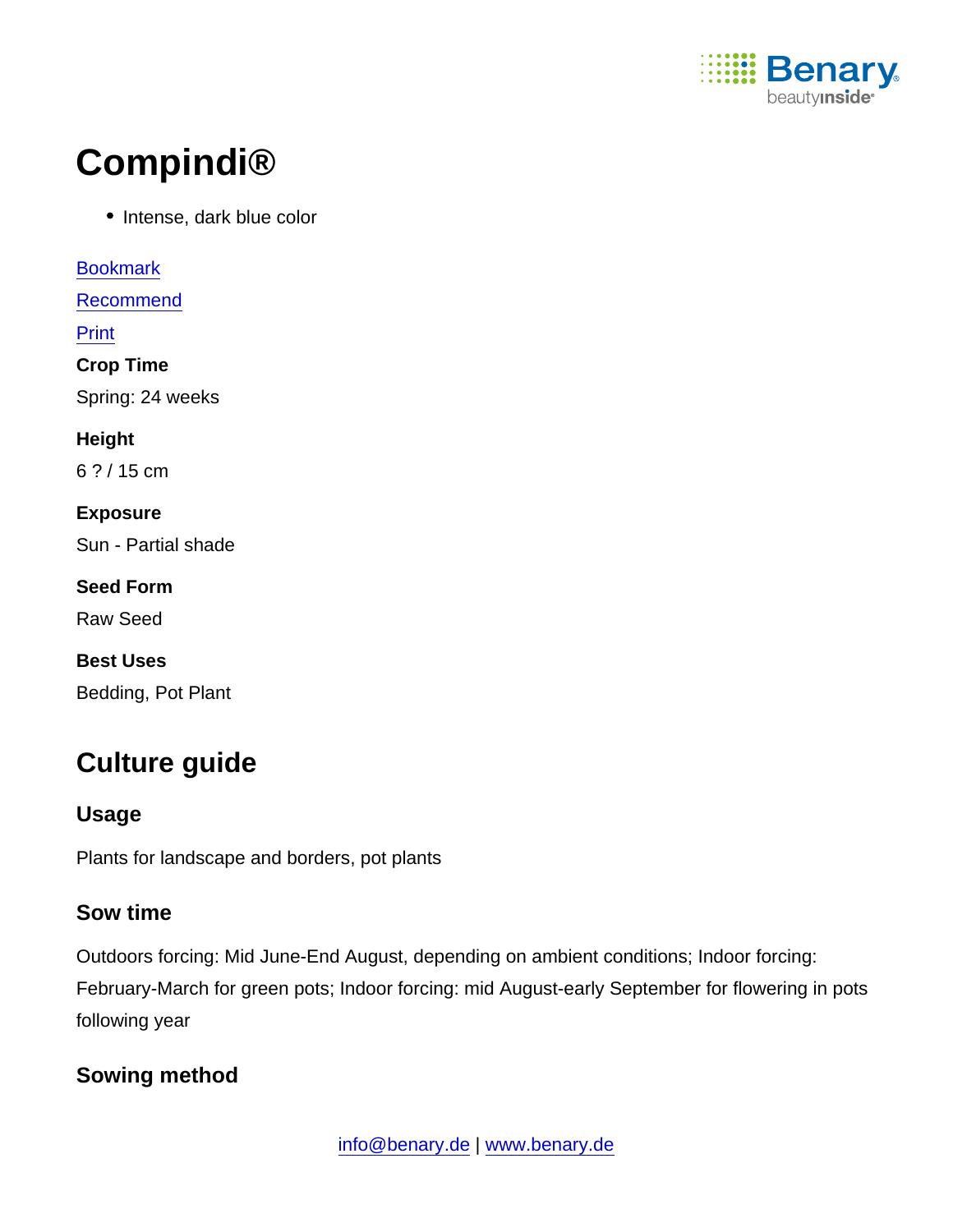# Compindi®

- Intense, dark blue color

Bookmark

Recommend

Print

**Crop Time**

Spring: 24 weeks

**Height**

6 ? / 15 cm

**Exposure**

Sun - Partial shade

**Seed Form**

Raw Seed

**Best Uses**

Bedding, Pot Plant

## Culture guide

### Usage

Plants for landscape and borders, pot plants

### Sow time

Outdoors forcing: Mid June-End August, depending on ambient conditions; Indoor forcing: February-March for green pots; Indoor forcing: mid August-early September for flowering in pots following year

### Sowing method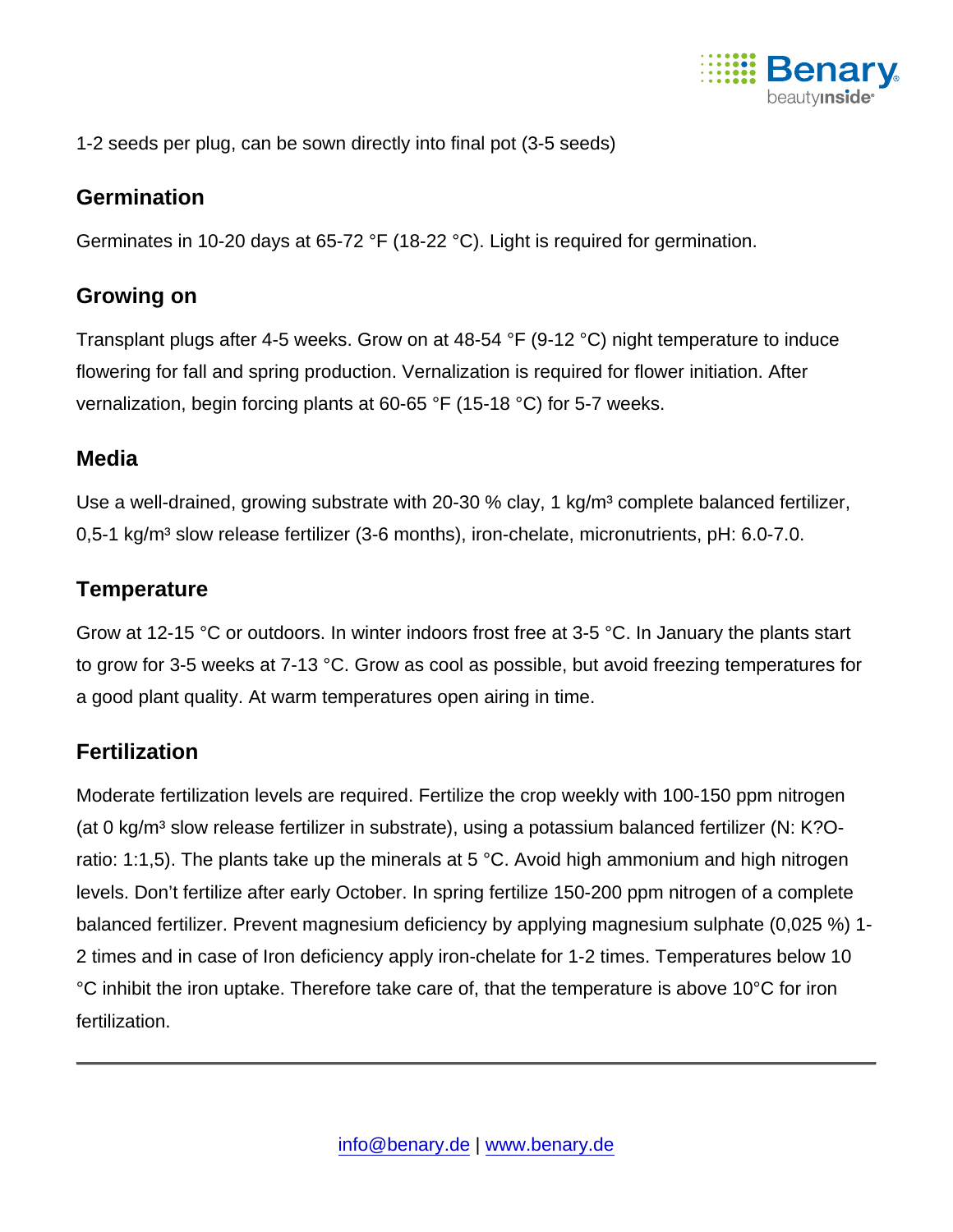1-2 seeds per plug, can be sown directly into final pot (3-5 seeds)

## Germination

Germinates in 10-20 days at 65-72 °F (18-22 °C). Light is required for germination.

## Growing on

Transplant plugs after 4-5 weeks. Grow on at 48-54 °F (9-12 °C) night temperature to induce flowering for fall and spring production. Vernalization is required for flower initiation. After vernalization, begin forcing plants at 60-65 °F (15-18 °C) for 5-7 weeks.

## Media

Use a well-drained, growing substrate with 20-30 % clay, 1 kg/m³ complete balanced fertilizer, 0,5-1 kg/m³ slow release fertilizer (3-6 months), iron-chelate, micronutrients, pH: 6.0-7.0.

## Temperature

Grow at 12-15 °C or outdoors. In winter indoors frost free at 3-5 °C. In January the plants start to grow for 3-5 weeks at 7-13 °C. Grow as cool as possible, but avoid freezing temperatures for a good plant quality. At warm temperatures open airing in time.

## Fertilization

Moderate fertilization levels are required. Fertilize the crop weekly with 100-150 ppm nitrogen (at 0 kg/m³ slow release fertilizer in substrate), using a potassium balanced fertilizer (N: K?O-ratio: 1:1,5). The plants take up the minerals at 5 °C. Avoid high ammonium and high nitrogen levels. Don't fertilize after early October. In spring fertilize 150-200 ppm nitrogen of a complete balanced fertilizer. Prevent magnesium deficiency by applying magnesium sulphate (0,025 %) 1-2 times and in case of Iron deficiency apply iron-chelate for 1-2 times. Temperatures below 10 °C inhibit the iron uptake. Therefore take care of, that the temperature is above 10°C for iron fertilization.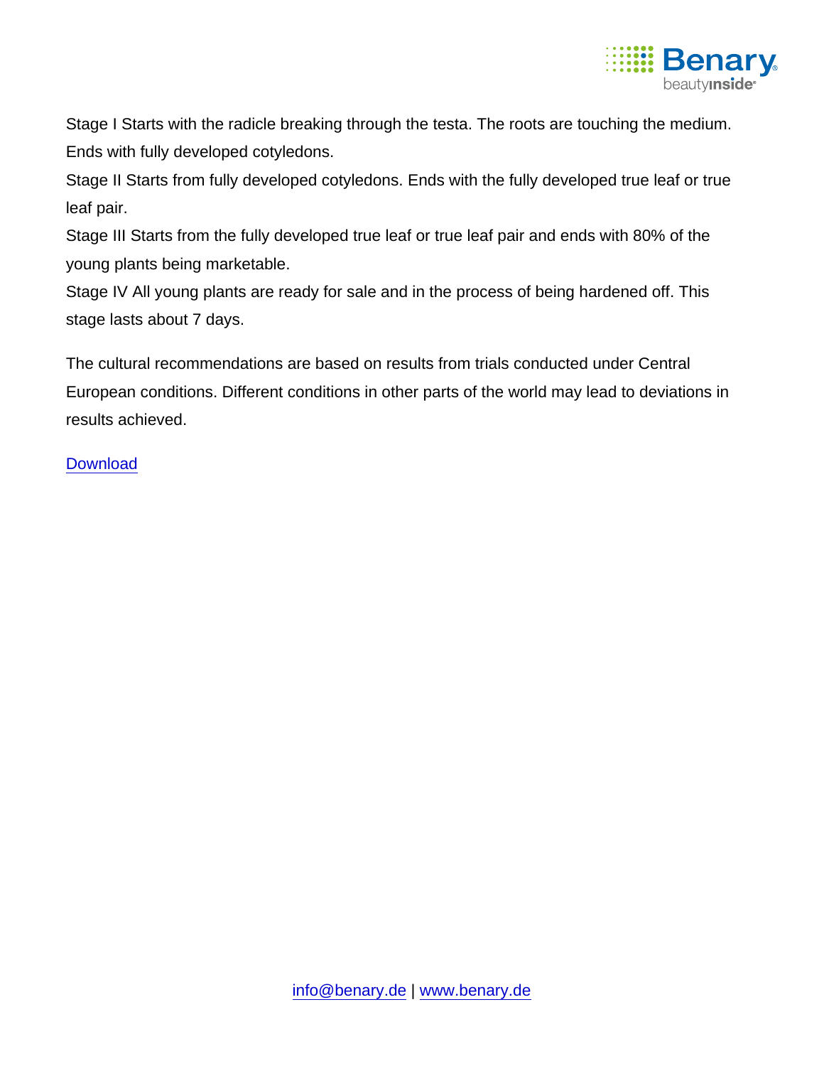Stage I Starts with the radicle breaking through the testa. The roots are touching the medium. Ends with fully developed cotyledons.

Stage II Starts from fully developed cotyledons. Ends with the fully developed true leaf or true leaf pair.

Stage III Starts from the fully developed true leaf or true leaf pair and ends with 80% of the young plants being marketable.

Stage IV All young plants are ready for sale and in the process of being hardened off. This stage lasts about 7 days.

The cultural recommendations are based on results from trials conducted under Central European conditions. Different conditions in other parts of the world may lead to deviations in results achieved.

Download